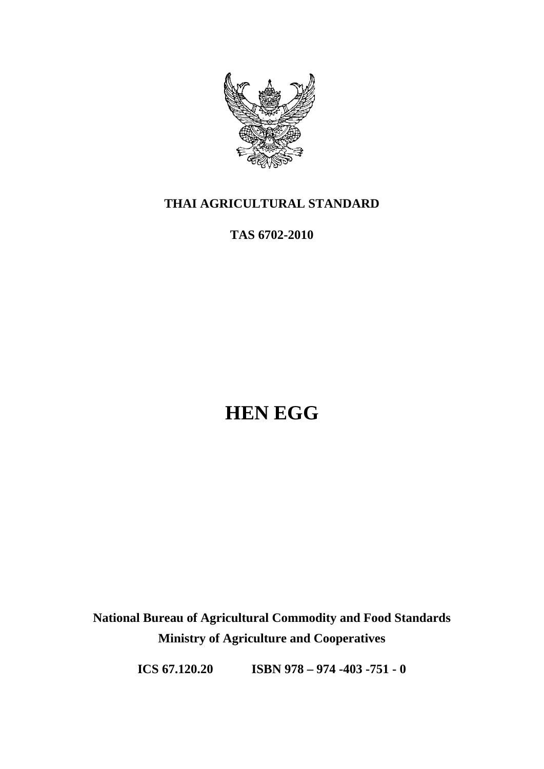**THAI AGRICULTURAL STANDARD**

**TAS 6702-2010**

# HEN EGG

**National Bureau of Agricultural Commodity and Food Standards**

**Ministry of Agriculture and Cooperatives**

**ICS 67.120.20 ISBN 978 – 974 -403 -751 - 0**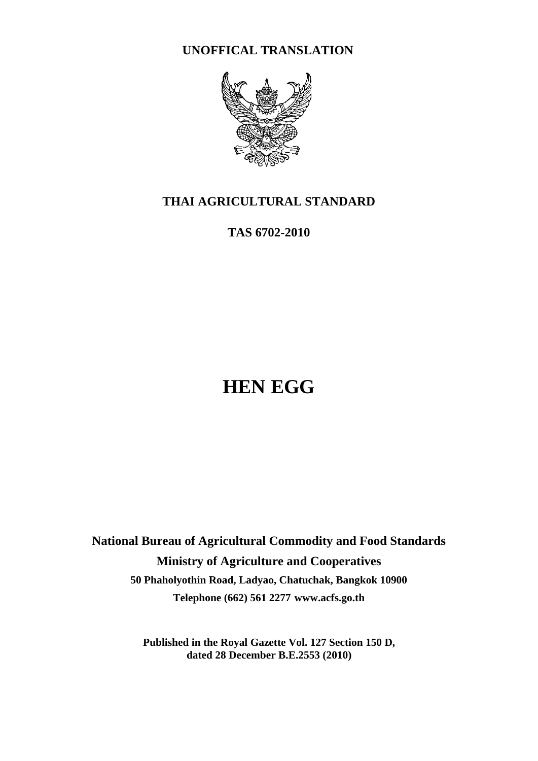**UNOFFICAL TRANSLATION**

# THAI AGRICULTURAL STANDARD

**TAS 6702-2010**

# HEN EGG

**National Bureau of Agricultural Commodity and Food Standards**

**Ministry of Agriculture and Cooperatives**

**50 Phaholyothin Road, Ladyao, Chatuchak, Bangkok 10900**

**Telephone (662) 561 2277 www.acfs.go.th**

**Published in the Royal Gazette Vol. 127 Section 150 D, dated 28 December B.E.2553 (2010)**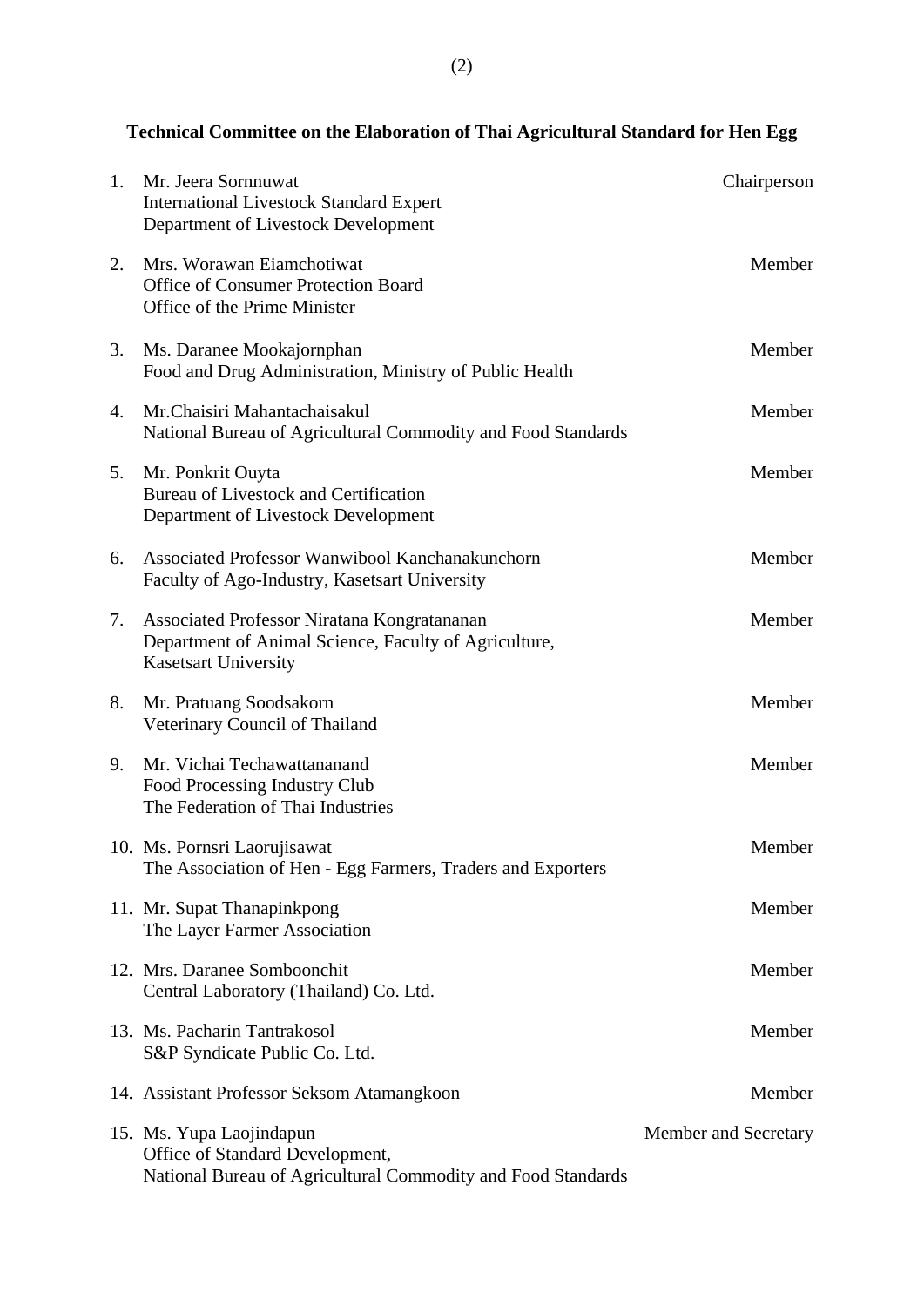**Technical Committee on the Elaboration of Thai Agricultural Standard for Hen Egg**

| | | |
|---|---|---|
| 1. | Mr. Jeera Sornnuwat<br>International Livestock Standard Expert<br>Department of Livestock Development | Chairperson |
| 2. | Mrs. Worawan Eiamchotiwat<br>Office of Consumer Protection Board<br>Office of the Prime Minister | Member |
| 3. | Ms. Daranee Mookajornphan<br>Food and Drug Administration, Ministry of Public Health | Member |
| 4. | Mr.Chaisiri Mahantachaisakul<br>National Bureau of Agricultural Commodity and Food Standards | Member |
| 5. | Mr. Ponkrit Ouyta<br>Bureau of Livestock and Certification<br>Department of Livestock Development | Member |
| 6. | Associated Professor Wanwibool Kanchanakunchorn<br>Faculty of Ago-Industry, Kasetsart University | Member |
| 7. | Associated Professor Niratana Kongratananan<br>Department of Animal Science, Faculty of Agriculture,<br>Kasetsart University | Member |
| 8. | Mr. Pratuang Soodsakorn<br>Veterinary Council of Thailand | Member |
| 9. | Mr. Vichai Techawattananand<br>Food Processing Industry Club<br>The Federation of Thai Industries | Member |
| 10. | Ms. Pornsri Laorujisawat<br>The Association of Hen - Egg Farmers, Traders and Exporters | Member |
| 11. | Mr. Supat Thanapinkpong<br>The Layer Farmer Association | Member |
| 12. | Mrs. Daranee Somboonchit<br>Central Laboratory (Thailand) Co. Ltd. | Member |
| 13. | Ms. Pacharin Tantrakosol<br>S&P Syndicate Public Co. Ltd. | Member |
| 14. | Assistant Professor Seksom Atamangkoon | Member |
| 15. | Ms. Yupa Laojindapun<br>Office of Standard Development,<br>National Bureau of Agricultural Commodity and Food Standards | Member and Secretary |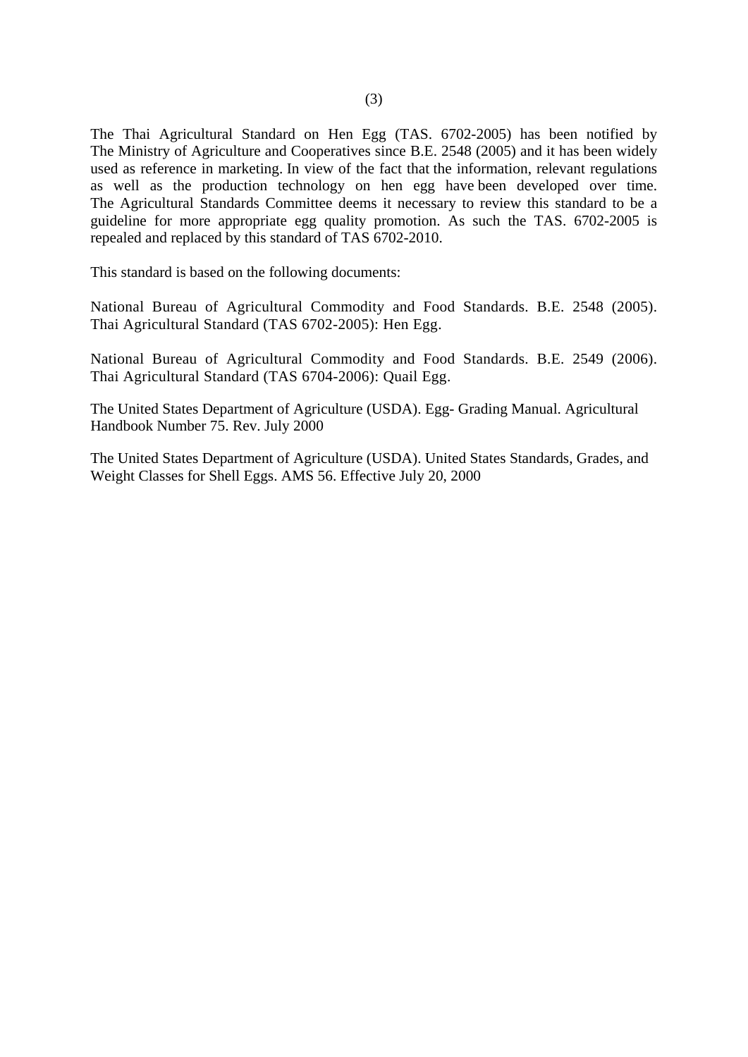The Thai Agricultural Standard on Hen Egg (TAS. 6702-2005) has been notified by The Ministry of Agriculture and Cooperatives since B.E. 2548 (2005) and it has been widely used as reference in marketing. In view of the fact that the information, relevant regulations as well as the production technology on hen egg have been developed over time. The Agricultural Standards Committee deems it necessary to review this standard to be a guideline for more appropriate egg quality promotion. As such the TAS. 6702-2005 is repealed and replaced by this standard of TAS 6702-2010.

This standard is based on the following documents:

National Bureau of Agricultural Commodity and Food Standards. B.E. 2548 (2005). Thai Agricultural Standard (TAS 6702-2005): Hen Egg.

National Bureau of Agricultural Commodity and Food Standards. B.E. 2549 (2006). Thai Agricultural Standard (TAS 6704-2006): Quail Egg.

The United States Department of Agriculture (USDA). Egg- Grading Manual. Agricultural Handbook Number 75. Rev. July 2000

The United States Department of Agriculture (USDA). United States Standards, Grades, and Weight Classes for Shell Eggs. AMS 56. Effective July 20, 2000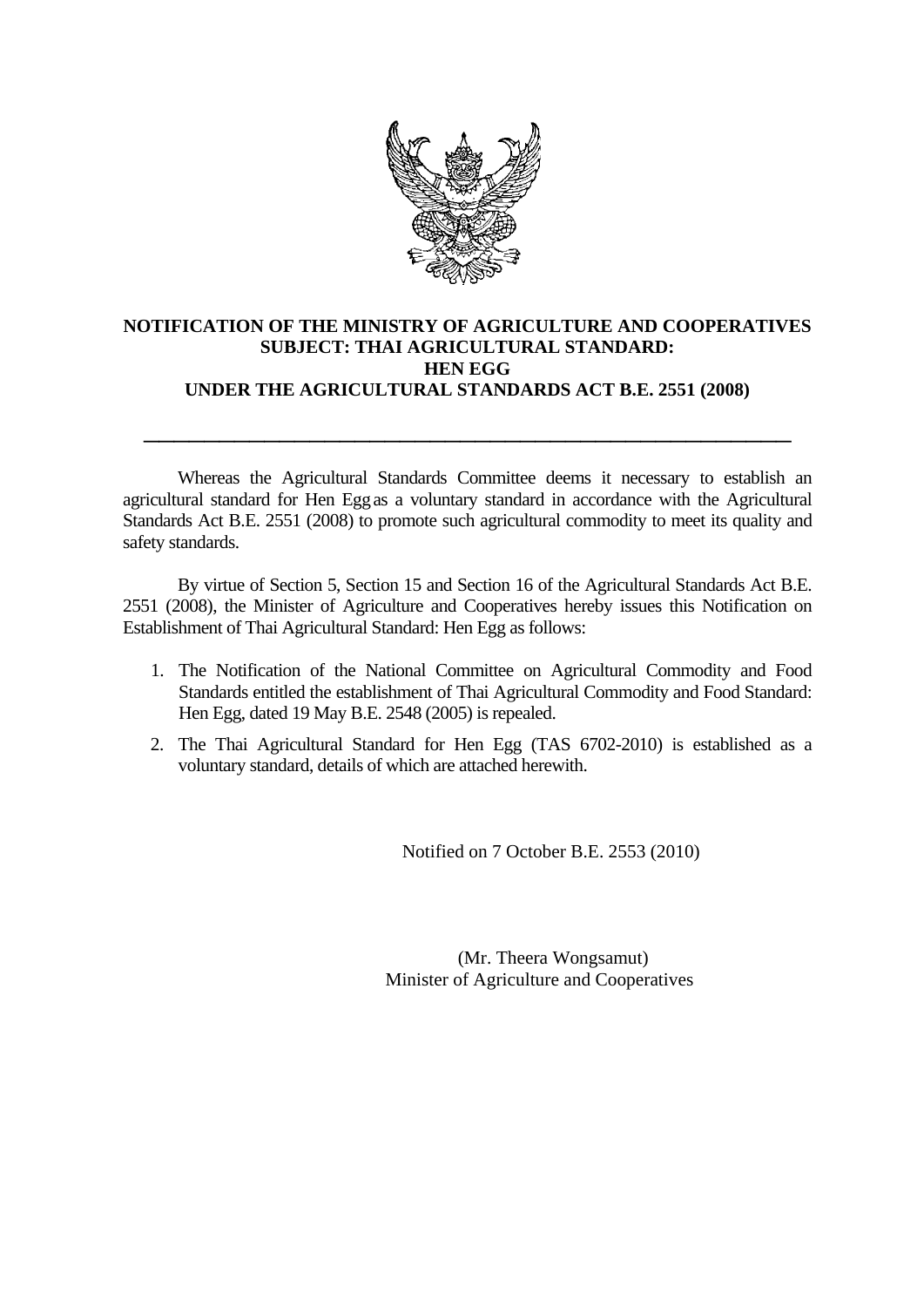**NOTIFICATION OF THE MINISTRY OF AGRICULTURE AND COOPERATIVES**
**SUBJECT: THAI AGRICULTURAL STANDARD:**
**HEN EGG**
**UNDER THE AGRICULTURAL STANDARDS ACT B.E. 2551 (2008)**

---

Whereas the Agricultural Standards Committee deems it necessary to establish an agricultural standard for Hen Egg as a voluntary standard in accordance with the Agricultural Standards Act B.E. 2551 (2008) to promote such agricultural commodity to meet its quality and safety standards.

By virtue of Section 5, Section 15 and Section 16 of the Agricultural Standards Act B.E. 2551 (2008), the Minister of Agriculture and Cooperatives hereby issues this Notification on Establishment of Thai Agricultural Standard: Hen Egg as follows:

1. The Notification of the National Committee on Agricultural Commodity and Food Standards entitled the establishment of Thai Agricultural Commodity and Food Standard: Hen Egg, dated 19 May B.E. 2548 (2005) is repealed.
2. The Thai Agricultural Standard for Hen Egg (TAS 6702-2010) is established as a voluntary standard, details of which are attached herewith.

Notified on 7 October B.E. 2553 (2010)

(Mr. Theera Wongsamut)
Minister of Agriculture and Cooperatives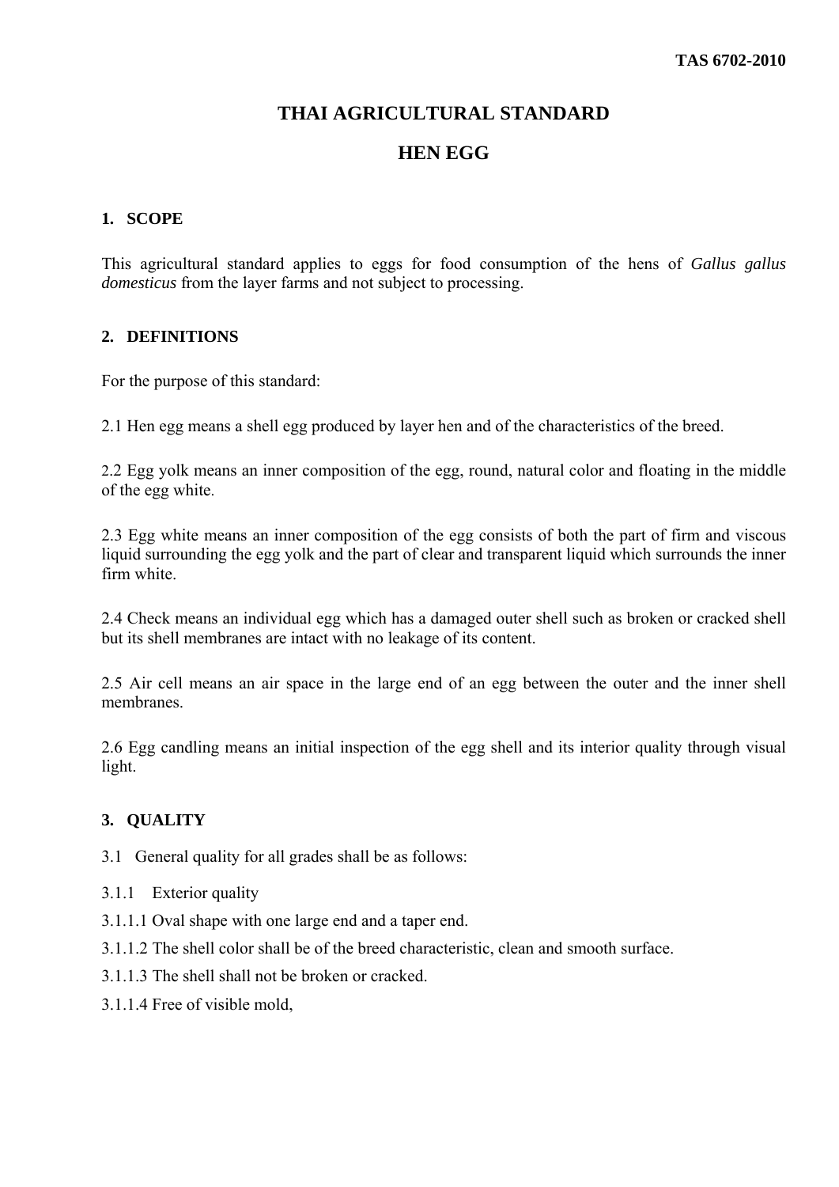# THAI AGRICULTURAL STANDARD

# HEN EGG

## 1. SCOPE

This agricultural standard applies to eggs for food consumption of the hens of *Gallus gallus domesticus* from the layer farms and not subject to processing.

## 2. DEFINITIONS

For the purpose of this standard:

2.1 Hen egg means a shell egg produced by layer hen and of the characteristics of the breed.

2.2 Egg yolk means an inner composition of the egg, round, natural color and floating in the middle of the egg white.

2.3 Egg white means an inner composition of the egg consists of both the part of firm and viscous liquid surrounding the egg yolk and the part of clear and transparent liquid which surrounds the inner firm white.

2.4 Check means an individual egg which has a damaged outer shell such as broken or cracked shell but its shell membranes are intact with no leakage of its content.

2.5 Air cell means an air space in the large end of an egg between the outer and the inner shell membranes.

2.6 Egg candling means an initial inspection of the egg shell and its interior quality through visual light.

## 3. QUALITY

3.1 General quality for all grades shall be as follows:

3.1.1 Exterior quality

3.1.1.1 Oval shape with one large end and a taper end.

3.1.1.2 The shell color shall be of the breed characteristic, clean and smooth surface.

3.1.1.3 The shell shall not be broken or cracked.

3.1.1.4 Free of visible mold,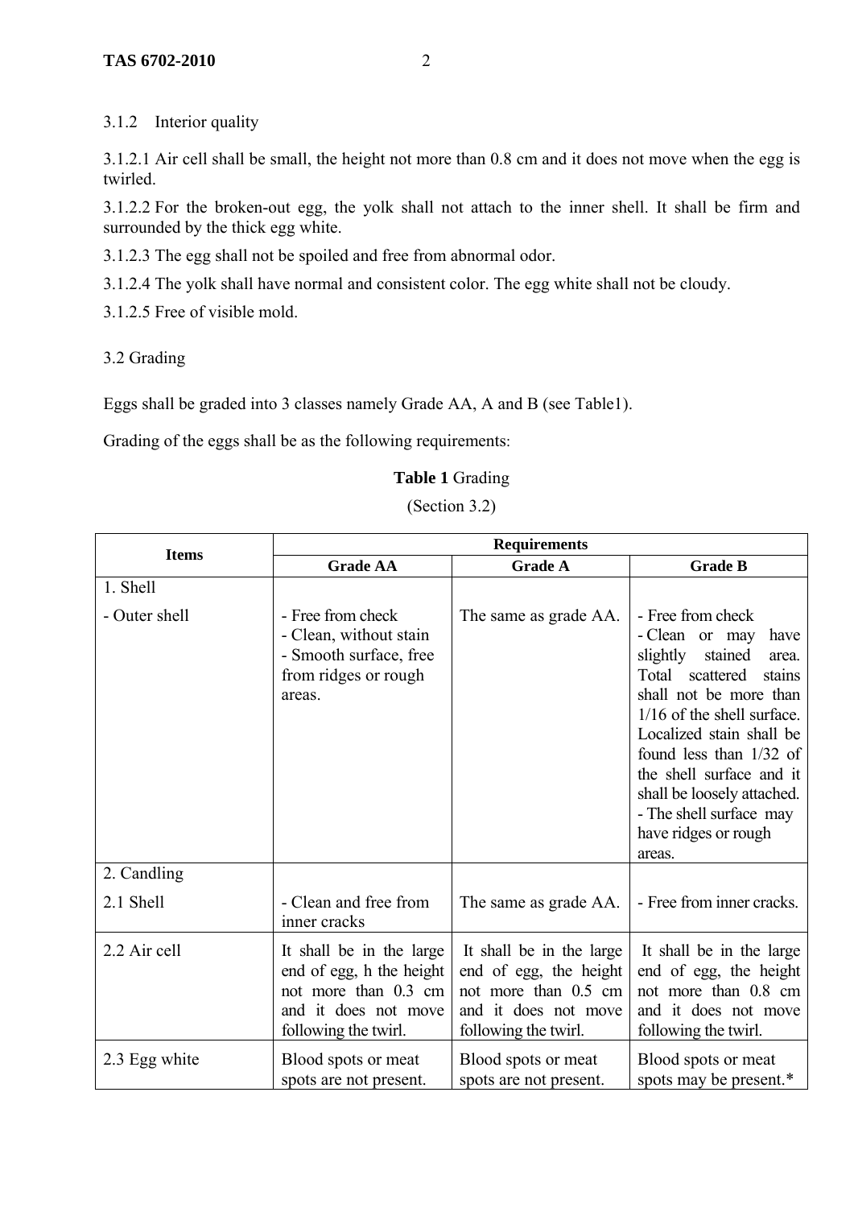3.1.2 Interior quality

3.1.2.1 Air cell shall be small, the height not more than 0.8 cm and it does not move when the egg is twirled.

3.1.2.2 For the broken-out egg, the yolk shall not attach to the inner shell. It shall be firm and surrounded by the thick egg white.

3.1.2.3 The egg shall not be spoiled and free from abnormal odor.

3.1.2.4 The yolk shall have normal and consistent color. The egg white shall not be cloudy.

3.1.2.5 Free of visible mold.

3.2 Grading

Eggs shall be graded into 3 classes namely Grade AA, A and B (see Table1).

Grading of the eggs shall be as the following requirements:

**Table 1** Grading

(Section 3.2)

| Items | Requirements | | |
|---|---|---|---|
| | **Grade AA** | **Grade A** | **Grade B** |
| 1. Shell | | | |
| - Outer shell | - Free from check<br>- Clean, without stain<br>- Smooth surface, free from ridges or rough areas. | The same as grade AA. | - Free from check<br>- Clean or may have slightly stained area. Total scattered stains shall not be more than 1/16 of the shell surface. Localized stain shall be found less than 1/32 of the shell surface and it shall be loosely attached.<br>- The shell surface may have ridges or rough areas. |
| 2. Candling | | | |
| 2.1 Shell | - Clean and free from inner cracks | The same as grade AA. | - Free from inner cracks. |
| 2.2 Air cell | It shall be in the large end of egg, h the height not more than 0.3 cm and it does not move following the twirl. | It shall be in the large end of egg, the height not more than 0.5 cm and it does not move following the twirl. | It shall be in the large end of egg, the height not more than 0.8 cm and it does not move following the twirl. |
| 2.3 Egg white | Blood spots or meat spots are not present. | Blood spots or meat spots are not present. | Blood spots or meat spots may be present.* |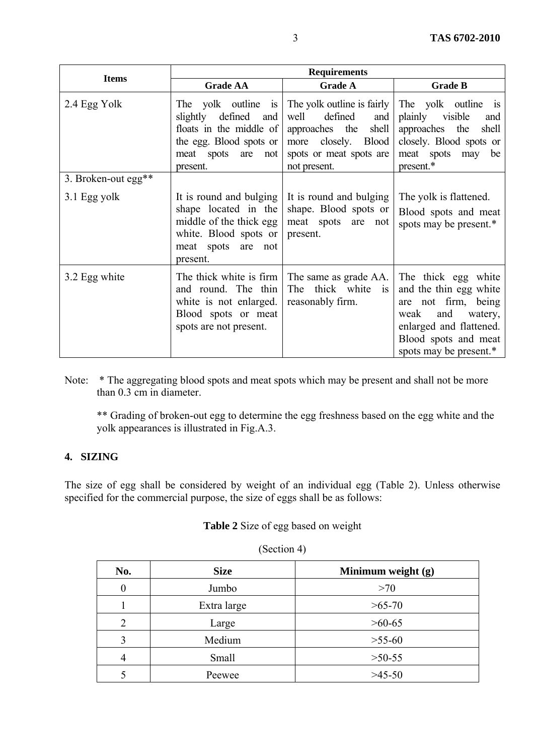| Items | Requirements | | |
|---|---|---|---|
| | Grade AA | Grade A | Grade B |
| 2.4 Egg Yolk | The yolk outline is slightly defined and floats in the middle of the egg. Blood spots or meat spots are not present. | The yolk outline is fairly well defined and approaches the shell more closely. Blood spots or meat spots are not present. | The yolk outline is plainly visible and approaches the shell closely. Blood spots or meat spots may be present.* |
| 3. Broken-out egg** | | | |
| 3.1 Egg yolk | It is round and bulging shape located in the middle of the thick egg white. Blood spots or meat spots are not present. | It is round and bulging shape. Blood spots or meat spots are not present. | The yolk is flattened. Blood spots and meat spots may be present.* |
| 3.2 Egg white | The thick white is firm and round. The thin white is not enlarged. Blood spots or meat spots are not present. | The same as grade AA. The thick white is reasonably firm. | The thick egg white and the thin egg white are not firm, being weak and watery, enlarged and flattened. Blood spots and meat spots may be present.* |

Note: * The aggregating blood spots and meat spots which may be present and shall not be more than 0.3 cm in diameter.

** Grading of broken-out egg to determine the egg freshness based on the egg white and the yolk appearances is illustrated in Fig.A.3.

## 4. SIZING

The size of egg shall be considered by weight of an individual egg (Table 2). Unless otherwise specified for the commercial purpose, the size of eggs shall be as follows:

**Table 2** Size of egg based on weight

(Section 4)

| No. | Size | Minimum weight (g) |
|---|---|---|
| 0 | Jumbo | >70 |
| 1 | Extra large | >65-70 |
| 2 | Large | >60-65 |
| 3 | Medium | >55-60 |
| 4 | Small | >50-55 |
| 5 | Peewee | >45-50 |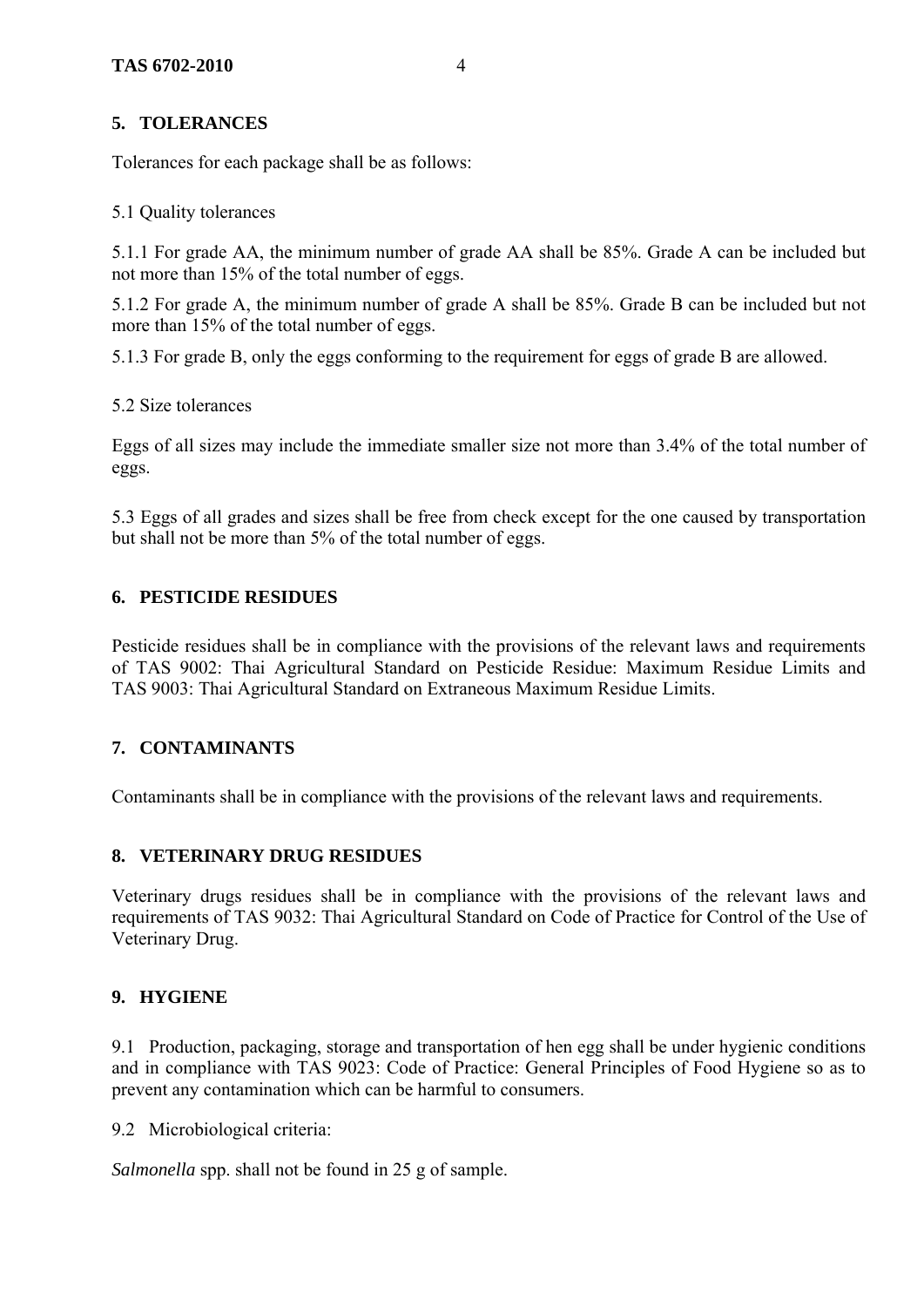## 5. TOLERANCES

Tolerances for each package shall be as follows:

5.1 Quality tolerances

5.1.1 For grade AA, the minimum number of grade AA shall be 85%. Grade A can be included but not more than 15% of the total number of eggs.

5.1.2 For grade A, the minimum number of grade A shall be 85%. Grade B can be included but not more than 15% of the total number of eggs.

5.1.3 For grade B, only the eggs conforming to the requirement for eggs of grade B are allowed.

5.2 Size tolerances

Eggs of all sizes may include the immediate smaller size not more than 3.4% of the total number of eggs.

5.3 Eggs of all grades and sizes shall be free from check except for the one caused by transportation but shall not be more than 5% of the total number of eggs.

## 6. PESTICIDE RESIDUES

Pesticide residues shall be in compliance with the provisions of the relevant laws and requirements of TAS 9002: Thai Agricultural Standard on Pesticide Residue: Maximum Residue Limits and TAS 9003: Thai Agricultural Standard on Extraneous Maximum Residue Limits.

## 7. CONTAMINANTS

Contaminants shall be in compliance with the provisions of the relevant laws and requirements.

## 8. VETERINARY DRUG RESIDUES

Veterinary drugs residues shall be in compliance with the provisions of the relevant laws and requirements of TAS 9032: Thai Agricultural Standard on Code of Practice for Control of the Use of Veterinary Drug.

## 9. HYGIENE

9.1 Production, packaging, storage and transportation of hen egg shall be under hygienic conditions and in compliance with TAS 9023: Code of Practice: General Principles of Food Hygiene so as to prevent any contamination which can be harmful to consumers.

9.2 Microbiological criteria:

*Salmonella* spp. shall not be found in 25 g of sample.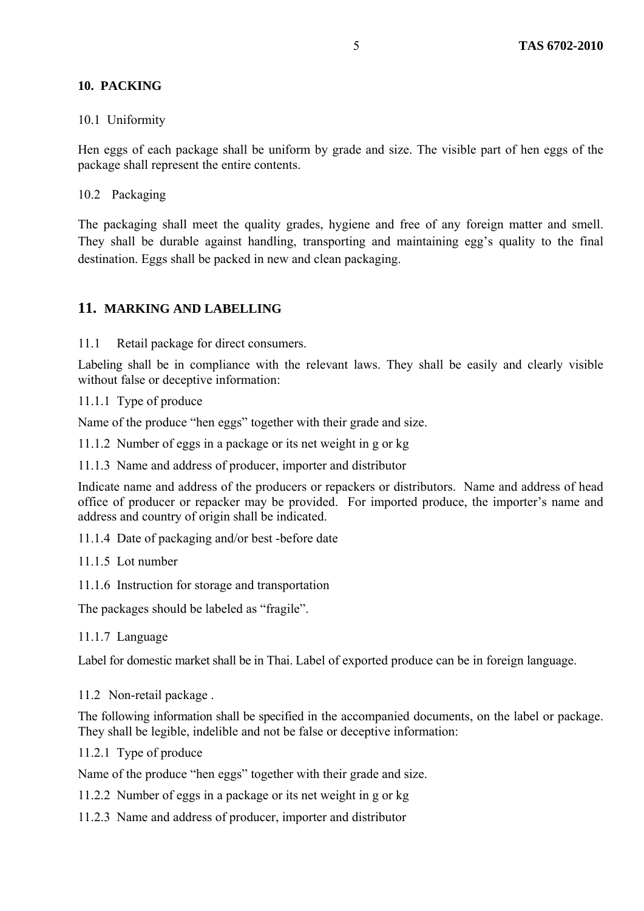## 10. PACKING

10.1 Uniformity

Hen eggs of each package shall be uniform by grade and size. The visible part of hen eggs of the package shall represent the entire contents.

10.2 Packaging

The packaging shall meet the quality grades, hygiene and free of any foreign matter and smell. They shall be durable against handling, transporting and maintaining egg's quality to the final destination. Eggs shall be packed in new and clean packaging.

## 11. MARKING AND LABELLING

11.1 Retail package for direct consumers.

Labeling shall be in compliance with the relevant laws. They shall be easily and clearly visible without false or deceptive information:

11.1.1 Type of produce

Name of the produce "hen eggs" together with their grade and size.

11.1.2 Number of eggs in a package or its net weight in g or kg

11.1.3 Name and address of producer, importer and distributor

Indicate name and address of the producers or repackers or distributors. Name and address of head office of producer or repacker may be provided. For imported produce, the importer's name and address and country of origin shall be indicated.

11.1.4 Date of packaging and/or best -before date

11.1.5 Lot number

11.1.6 Instruction for storage and transportation

The packages should be labeled as "fragile".

11.1.7 Language

Label for domestic market shall be in Thai. Label of exported produce can be in foreign language.

11.2 Non-retail package .

The following information shall be specified in the accompanied documents, on the label or package. They shall be legible, indelible and not be false or deceptive information:

11.2.1 Type of produce

Name of the produce "hen eggs" together with their grade and size.

11.2.2 Number of eggs in a package or its net weight in g or kg

11.2.3 Name and address of producer, importer and distributor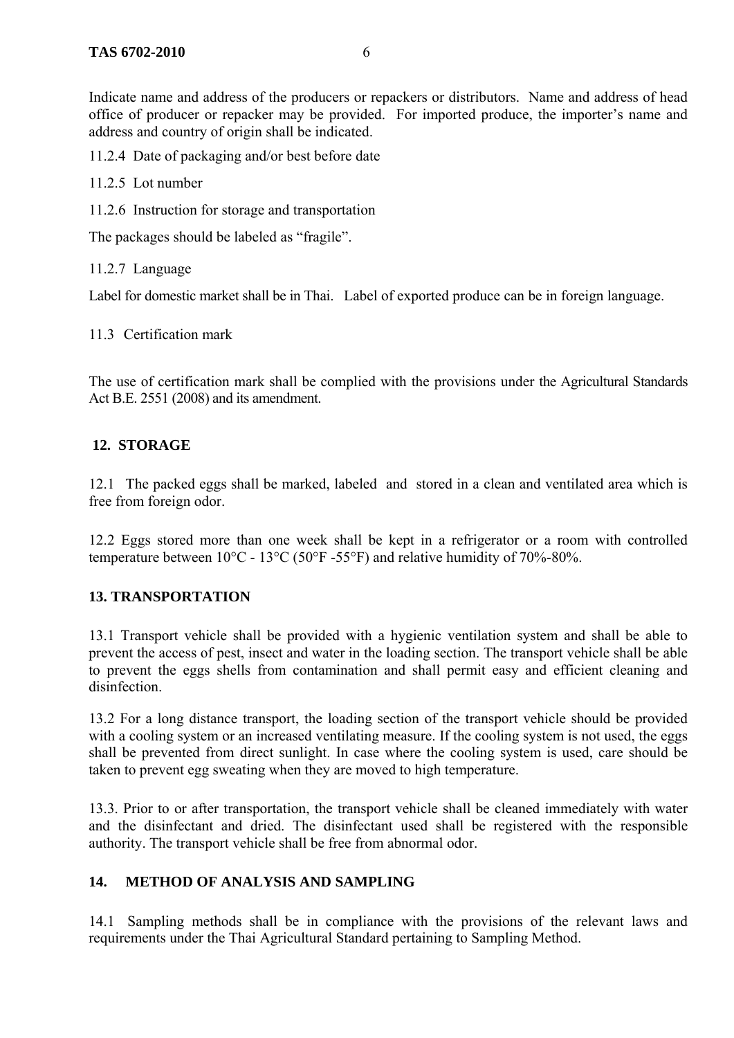Indicate name and address of the producers or repackers or distributors. Name and address of head office of producer or repacker may be provided. For imported produce, the importer's name and address and country of origin shall be indicated.

11.2.4 Date of packaging and/or best before date

11.2.5 Lot number

11.2.6 Instruction for storage and transportation

The packages should be labeled as "fragile".

11.2.7 Language

Label for domestic market shall be in Thai. Label of exported produce can be in foreign language.

11.3 Certification mark

The use of certification mark shall be complied with the provisions under the Agricultural Standards Act B.E. 2551 (2008) and its amendment.

## 12. STORAGE

12.1 The packed eggs shall be marked, labeled and stored in a clean and ventilated area which is free from foreign odor.

12.2 Eggs stored more than one week shall be kept in a refrigerator or a room with controlled temperature between 10°C - 13°C (50°F -55°F) and relative humidity of 70%-80%.

## 13. TRANSPORTATION

13.1 Transport vehicle shall be provided with a hygienic ventilation system and shall be able to prevent the access of pest, insect and water in the loading section. The transport vehicle shall be able to prevent the eggs shells from contamination and shall permit easy and efficient cleaning and disinfection.

13.2 For a long distance transport, the loading section of the transport vehicle should be provided with a cooling system or an increased ventilating measure. If the cooling system is not used, the eggs shall be prevented from direct sunlight. In case where the cooling system is used, care should be taken to prevent egg sweating when they are moved to high temperature.

13.3. Prior to or after transportation, the transport vehicle shall be cleaned immediately with water and the disinfectant and dried. The disinfectant used shall be registered with the responsible authority. The transport vehicle shall be free from abnormal odor.

## 14. METHOD OF ANALYSIS AND SAMPLING

14.1 Sampling methods shall be in compliance with the provisions of the relevant laws and requirements under the Thai Agricultural Standard pertaining to Sampling Method.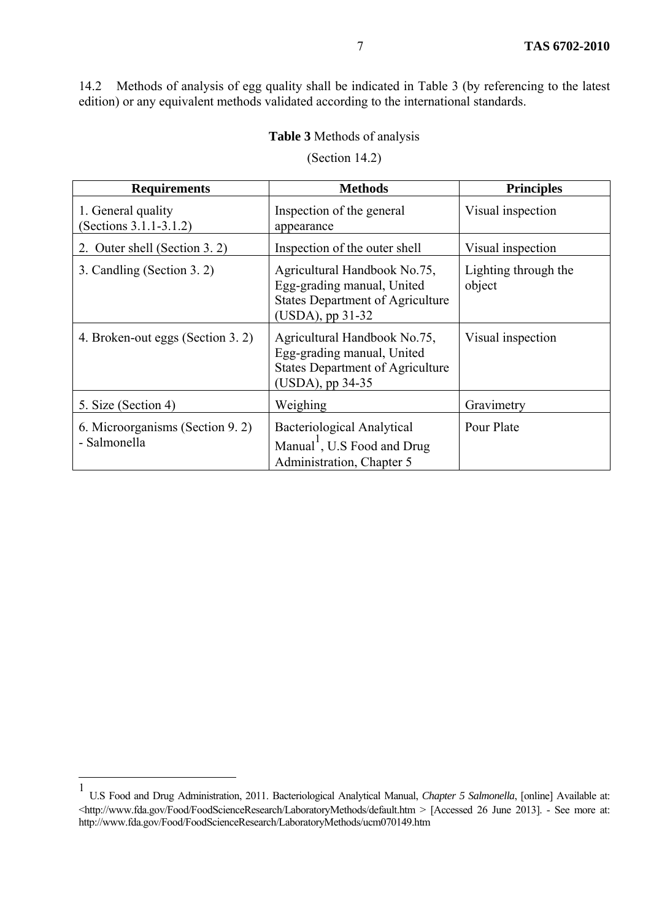14.2 Methods of analysis of egg quality shall be indicated in Table 3 (by referencing to the latest edition) or any equivalent methods validated according to the international standards.

**Table 3** Methods of analysis

(Section 14.2)

| Requirements | Methods | Principles |
|---|---|---|
| 1. General quality (Sections 3.1.1-3.1.2) | Inspection of the general appearance | Visual inspection |
| 2. Outer shell (Section 3. 2) | Inspection of the outer shell | Visual inspection |
| 3. Candling (Section 3. 2) | Agricultural Handbook No.75, Egg-grading manual, United States Department of Agriculture (USDA), pp 31-32 | Lighting through the object |
| 4. Broken-out eggs (Section 3. 2) | Agricultural Handbook No.75, Egg-grading manual, United States Department of Agriculture (USDA), pp 34-35 | Visual inspection |
| 5. Size (Section 4) | Weighing | Gravimetry |
| 6. Microorganisms (Section 9. 2) - Salmonella | Bacteriological Analytical Manual[1], U.S Food and Drug Administration, Chapter 5 | Pour Plate |

---

[1] U.S Food and Drug Administration, 2011. Bacteriological Analytical Manual, *Chapter 5 Salmonella*, [online] Available at: <http://www.fda.gov/Food/FoodScienceResearch/LaboratoryMethods/default.htm > [Accessed 26 June 2013]. - See more at: http://www.fda.gov/Food/FoodScienceResearch/LaboratoryMethods/ucm070149.htm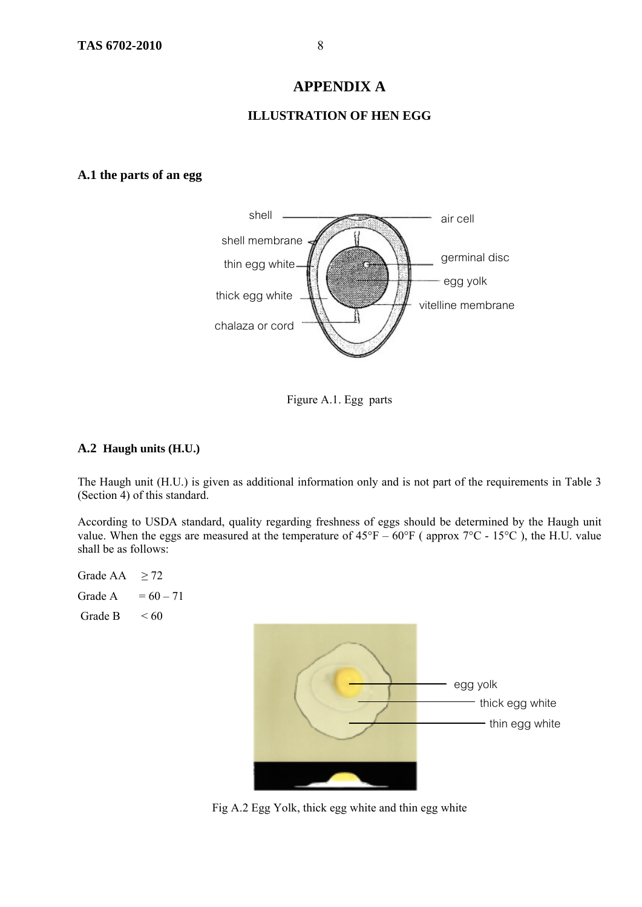# APPENDIX A

## ILLUSTRATION OF HEN EGG

### A.1 the parts of an egg

Figure A.1. Egg parts

### A.2 Haugh units (H.U.)

The Haugh unit (H.U.) is given as additional information only and is not part of the requirements in Table 3 (Section 4) of this standard.

According to USDA standard, quality regarding freshness of eggs should be determined by the Haugh unit value. When the eggs are measured at the temperature of 45°F – 60°F ( approx 7°C - 15°C ), the H.U. value shall be as follows:

Grade AA ≥ 72

Grade A = 60 – 71

Grade B < 60

Fig A.2 Egg Yolk, thick egg white and thin egg white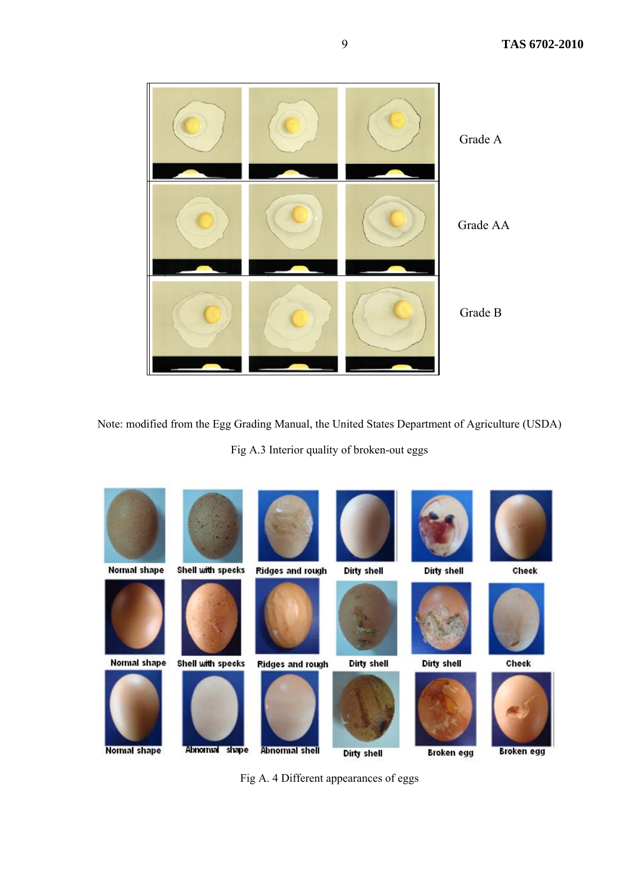Grade A

Grade AA

Grade B

Note: modified from the Egg Grading Manual, the United States Department of Agriculture (USDA)

Fig A.3 Interior quality of broken-out eggs

Normal shape | Shell with specks | Ridges and rough | Dirty shell | Dirty shell | Check

Normal shape | Shell with specks | Ridges and rough | Dirty shell | Dirty shell | Check

Normal shape | Abnormal shape | Abnormal shell | Dirty shell | Broken egg | Broken egg

Fig A. 4 Different appearances of eggs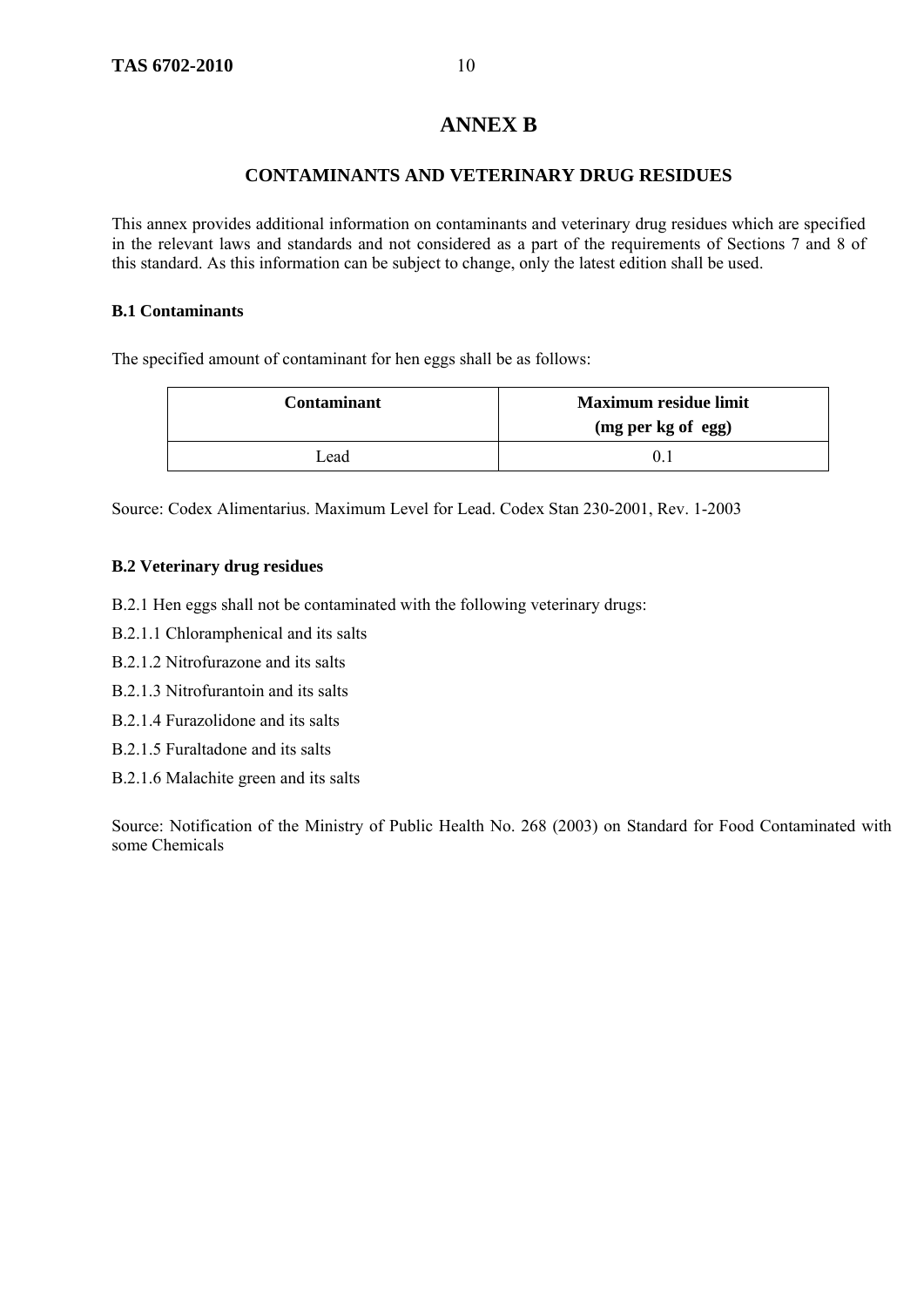# ANNEX B

## CONTAMINANTS AND VETERINARY DRUG RESIDUES

This annex provides additional information on contaminants and veterinary drug residues which are specified in the relevant laws and standards and not considered as a part of the requirements of Sections 7 and 8 of this standard. As this information can be subject to change, only the latest edition shall be used.

### B.1 Contaminants

The specified amount of contaminant for hen eggs shall be as follows:

| Contaminant | Maximum residue limit (mg per kg of egg) |
|---|---|
| Lead | 0.1 |

Source: Codex Alimentarius. Maximum Level for Lead. Codex Stan 230-2001, Rev. 1-2003

### B.2 Veterinary drug residues

B.2.1 Hen eggs shall not be contaminated with the following veterinary drugs:

B.2.1.1 Chloramphenical and its salts

B.2.1.2 Nitrofurazone and its salts

B.2.1.3 Nitrofurantoin and its salts

B.2.1.4 Furazolidone and its salts

B.2.1.5 Furaltadone and its salts

B.2.1.6 Malachite green and its salts

Source: Notification of the Ministry of Public Health No. 268 (2003) on Standard for Food Contaminated with some Chemicals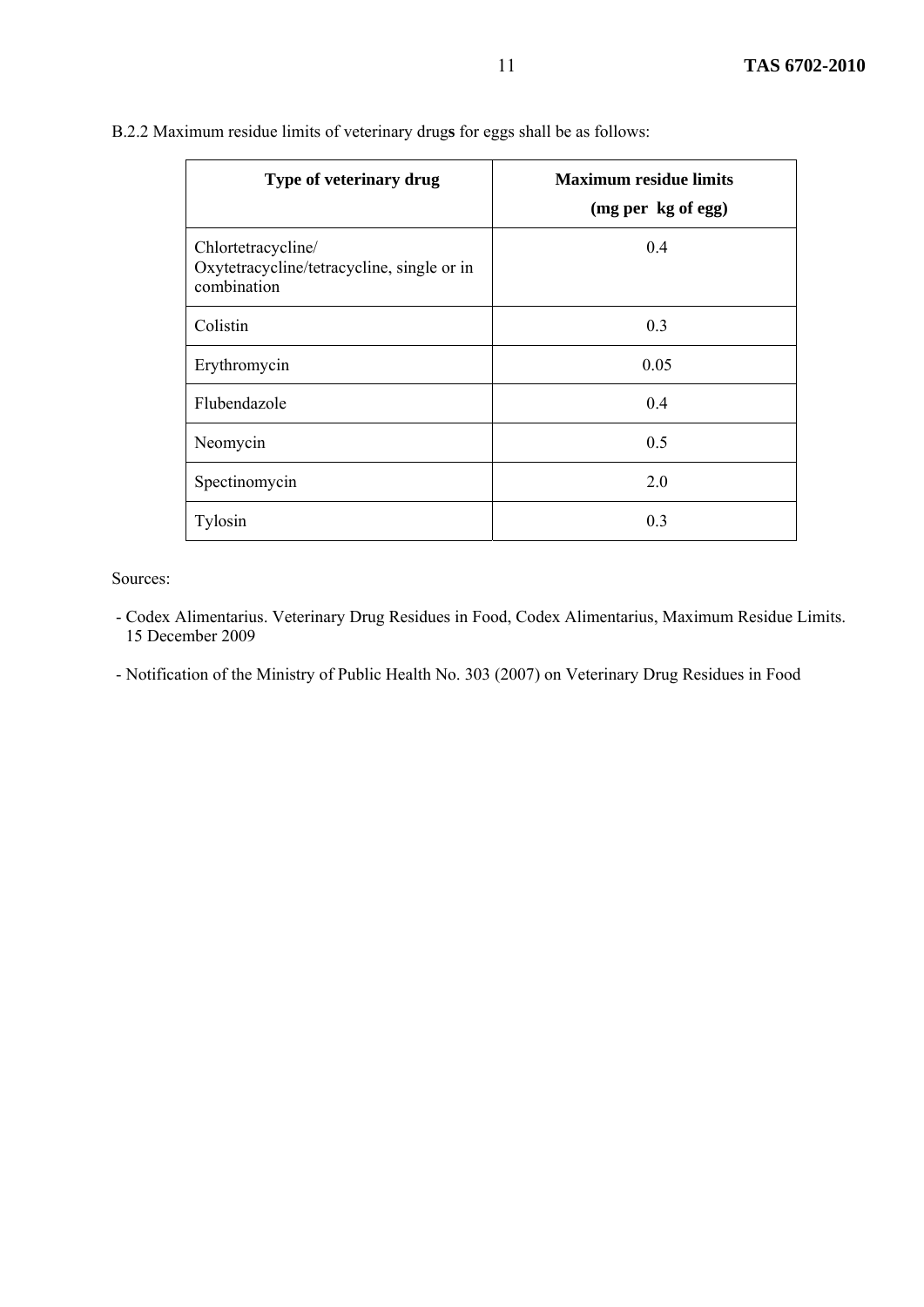B.2.2 Maximum residue limits of veterinary drug**s** for eggs shall be as follows:

| **Type of veterinary drug** | **Maximum residue limits (mg per kg of egg)** |
|---|---|
| Chlortetracycline/ Oxytetracycline/tetracycline, single or in combination | 0.4 |
| Colistin | 0.3 |
| Erythromycin | 0.05 |
| Flubendazole | 0.4 |
| Neomycin | 0.5 |
| Spectinomycin | 2.0 |
| Tylosin | 0.3 |

Sources:

- Codex Alimentarius. Veterinary Drug Residues in Food, Codex Alimentarius, Maximum Residue Limits. 15 December 2009
- Notification of the Ministry of Public Health No. 303 (2007) on Veterinary Drug Residues in Food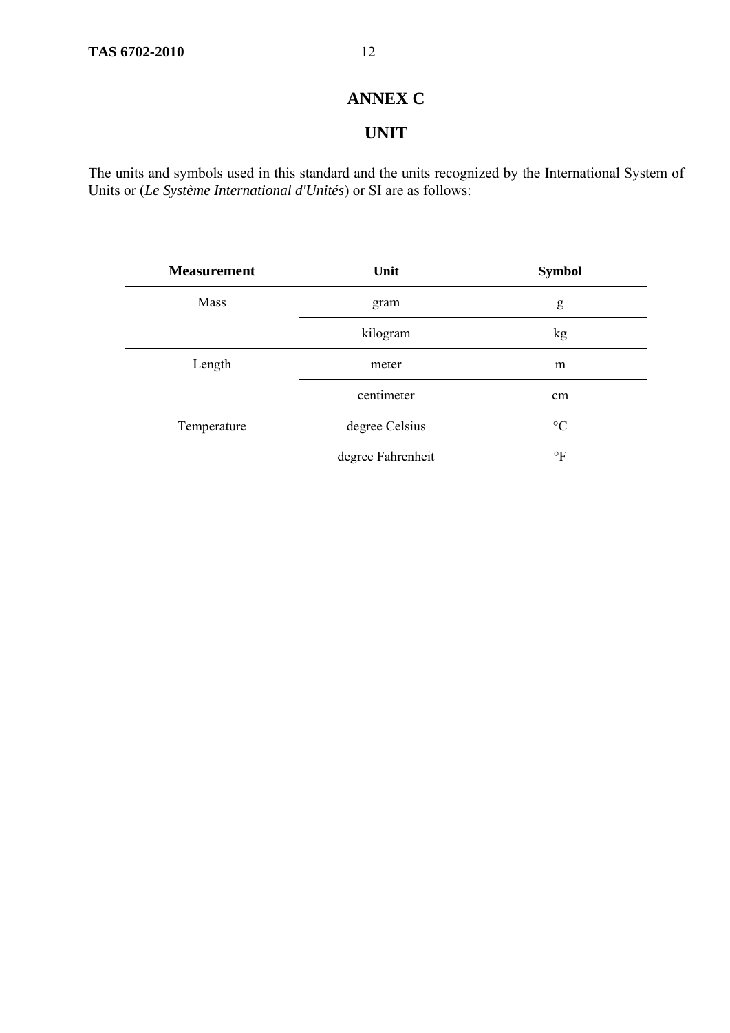# ANNEX C

## UNIT

The units and symbols used in this standard and the units recognized by the International System of Units or (*Le Système International d'Unités*) or SI are as follows:

| Measurement | Unit | Symbol |
|---|---|---|
| Mass | gram | g |
| | kilogram | kg |
| Length | meter | m |
| | centimeter | cm |
| Temperature | degree Celsius | °C |
| | degree Fahrenheit | °F |